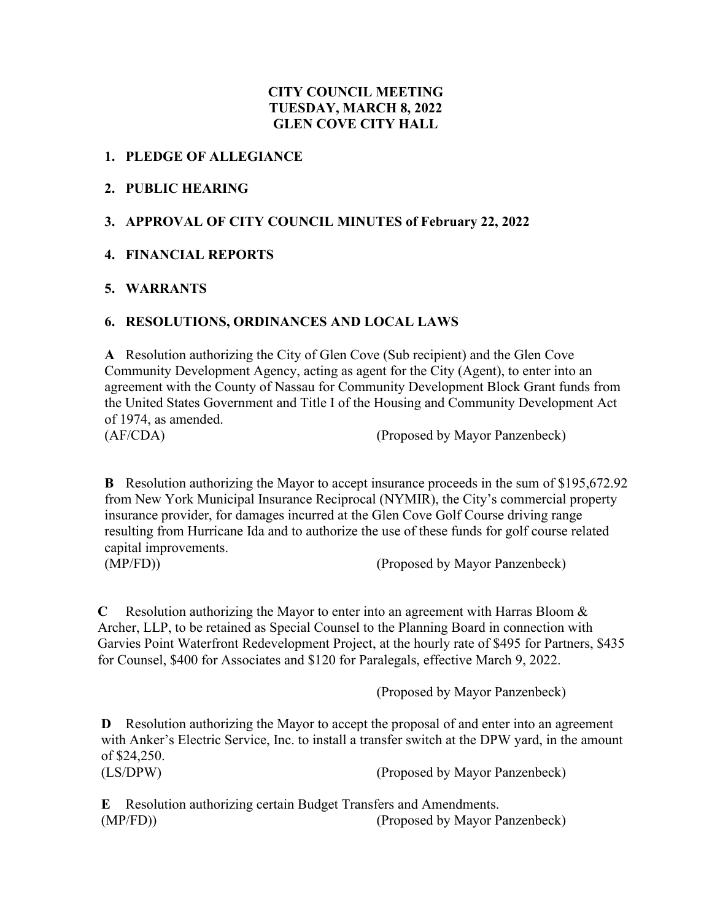**CITY COUNCIL MEETING**
**TUESDAY, MARCH 8, 2022**
**GLEN COVE CITY HALL**

1. **PLEDGE OF ALLEGIANCE**

2. **PUBLIC HEARING**

3. **APPROVAL OF CITY COUNCIL MINUTES of February 22, 2022**

4. **FINANCIAL REPORTS**

5. **WARRANTS**

6. **RESOLUTIONS, ORDINANCES AND LOCAL LAWS**

**A** Resolution authorizing the City of Glen Cove (Sub recipient) and the Glen Cove Community Development Agency, acting as agent for the City (Agent), to enter into an agreement with the County of Nassau for Community Development Block Grant funds from the United States Government and Title I of the Housing and Community Development Act of 1974, as amended.
(AF/CDA) (Proposed by Mayor Panzenbeck)

**B** Resolution authorizing the Mayor to accept insurance proceeds in the sum of $195,672.92 from New York Municipal Insurance Reciprocal (NYMIR), the City's commercial property insurance provider, for damages incurred at the Glen Cove Golf Course driving range resulting from Hurricane Ida and to authorize the use of these funds for golf course related capital improvements.
(MP/FD)) (Proposed by Mayor Panzenbeck)

**C** Resolution authorizing the Mayor to enter into an agreement with Harras Bloom & Archer, LLP, to be retained as Special Counsel to the Planning Board in connection with Garvies Point Waterfront Redevelopment Project, at the hourly rate of $495 for Partners, $435 for Counsel, $400 for Associates and $120 for Paralegals, effective March 9, 2022.

(Proposed by Mayor Panzenbeck)

**D** Resolution authorizing the Mayor to accept the proposal of and enter into an agreement with Anker's Electric Service, Inc. to install a transfer switch at the DPW yard, in the amount of $24,250.
(LS/DPW) (Proposed by Mayor Panzenbeck)

**E** Resolution authorizing certain Budget Transfers and Amendments.
(MP/FD)) (Proposed by Mayor Panzenbeck)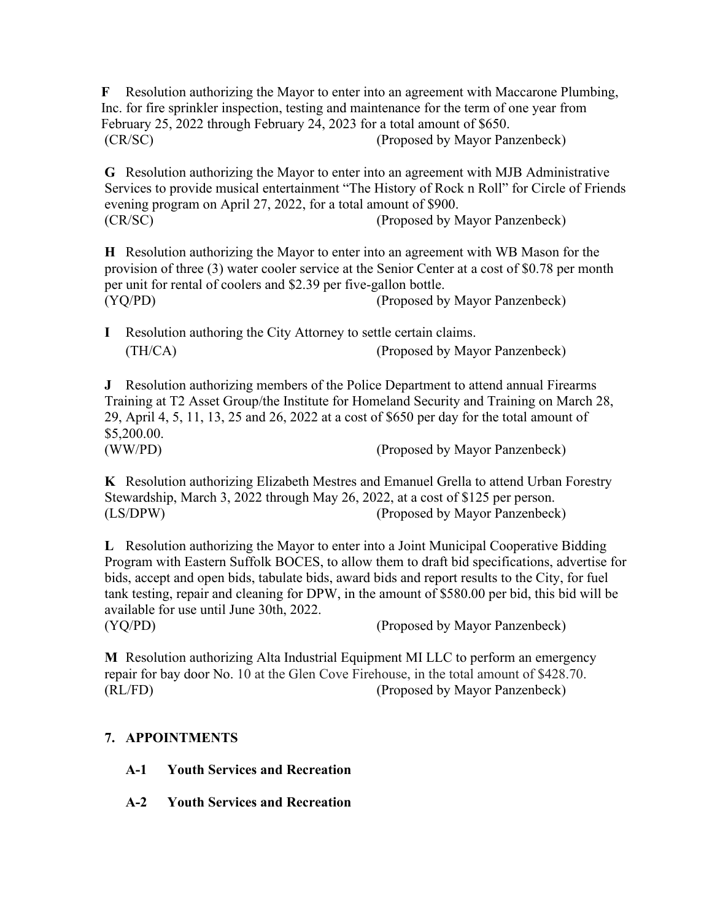**F** Resolution authorizing the Mayor to enter into an agreement with Maccarone Plumbing, Inc. for fire sprinkler inspection, testing and maintenance for the term of one year from February 25, 2022 through February 24, 2023 for a total amount of $650.
(CR/SC) (Proposed by Mayor Panzenbeck)

**G** Resolution authorizing the Mayor to enter into an agreement with MJB Administrative Services to provide musical entertainment "The History of Rock n Roll" for Circle of Friends evening program on April 27, 2022, for a total amount of $900.
(CR/SC) (Proposed by Mayor Panzenbeck)

**H** Resolution authorizing the Mayor to enter into an agreement with WB Mason for the provision of three (3) water cooler service at the Senior Center at a cost of $0.78 per month per unit for rental of coolers and $2.39 per five-gallon bottle.
(YQ/PD) (Proposed by Mayor Panzenbeck)

**I** Resolution authoring the City Attorney to settle certain claims.
(TH/CA) (Proposed by Mayor Panzenbeck)

**J** Resolution authorizing members of the Police Department to attend annual Firearms Training at T2 Asset Group/the Institute for Homeland Security and Training on March 28, 29, April 4, 5, 11, 13, 25 and 26, 2022 at a cost of $650 per day for the total amount of $5,200.00.
(WW/PD) (Proposed by Mayor Panzenbeck)

**K** Resolution authorizing Elizabeth Mestres and Emanuel Grella to attend Urban Forestry Stewardship, March 3, 2022 through May 26, 2022, at a cost of $125 per person.
(LS/DPW) (Proposed by Mayor Panzenbeck)

**L** Resolution authorizing the Mayor to enter into a Joint Municipal Cooperative Bidding Program with Eastern Suffolk BOCES, to allow them to draft bid specifications, advertise for bids, accept and open bids, tabulate bids, award bids and report results to the City, for fuel tank testing, repair and cleaning for DPW, in the amount of $580.00 per bid, this bid will be available for use until June 30th, 2022.
(YQ/PD) (Proposed by Mayor Panzenbeck)

**M** Resolution authorizing Alta Industrial Equipment MI LLC to perform an emergency repair for bay door No. 10 at the Glen Cove Firehouse, in the total amount of $428.70.
(RL/FD) (Proposed by Mayor Panzenbeck)

## 7. APPOINTMENTS

**A-1 Youth Services and Recreation**

**A-2 Youth Services and Recreation**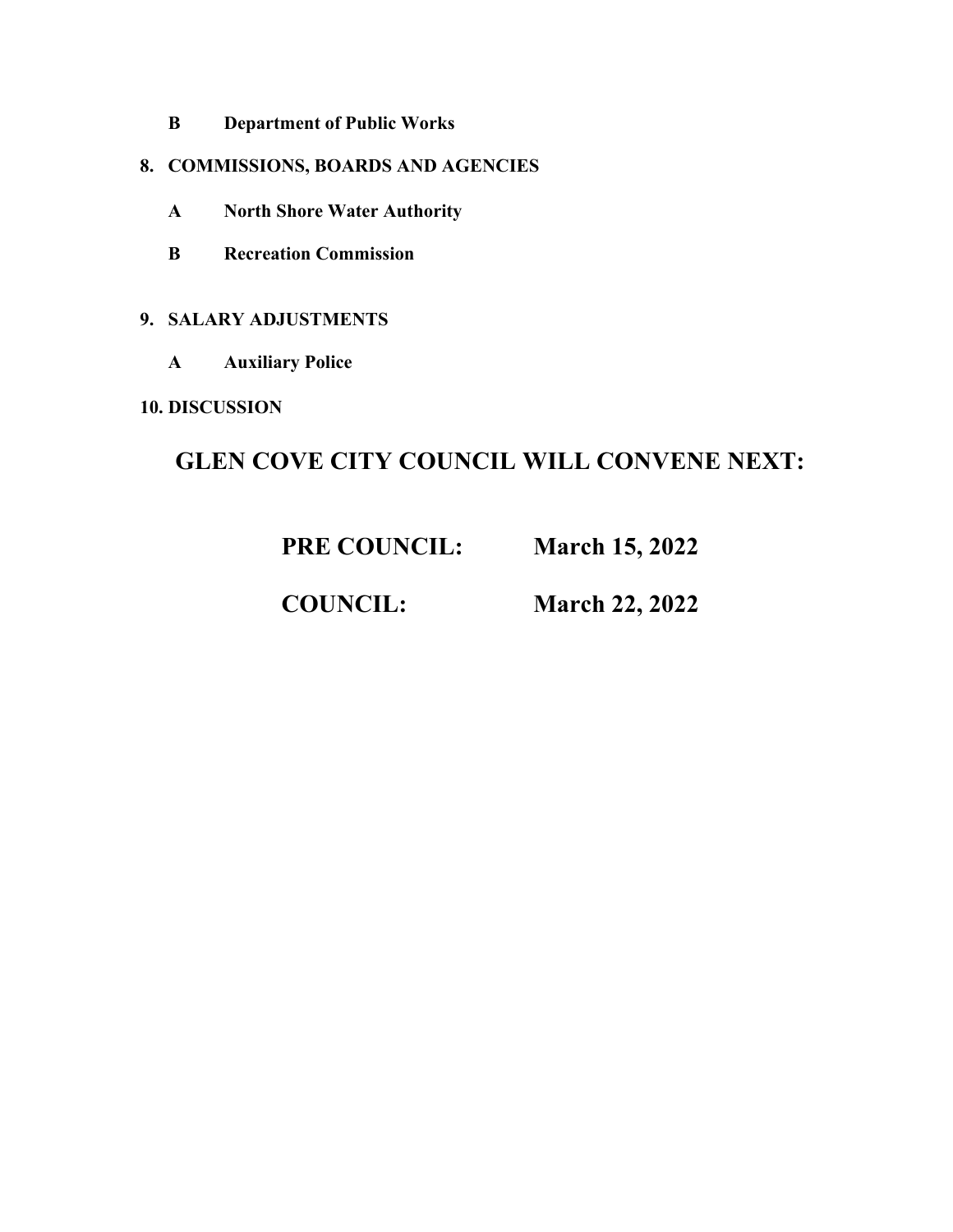**B Department of Public Works**

**8. COMMISSIONS, BOARDS AND AGENCIES**

**A North Shore Water Authority**

**B Recreation Commission**

**9. SALARY ADJUSTMENTS**

**A Auxiliary Police**

**10. DISCUSSION**

## GLEN COVE CITY COUNCIL WILL CONVENE NEXT:

**PRE COUNCIL: March 15, 2022**

**COUNCIL: March 22, 2022**